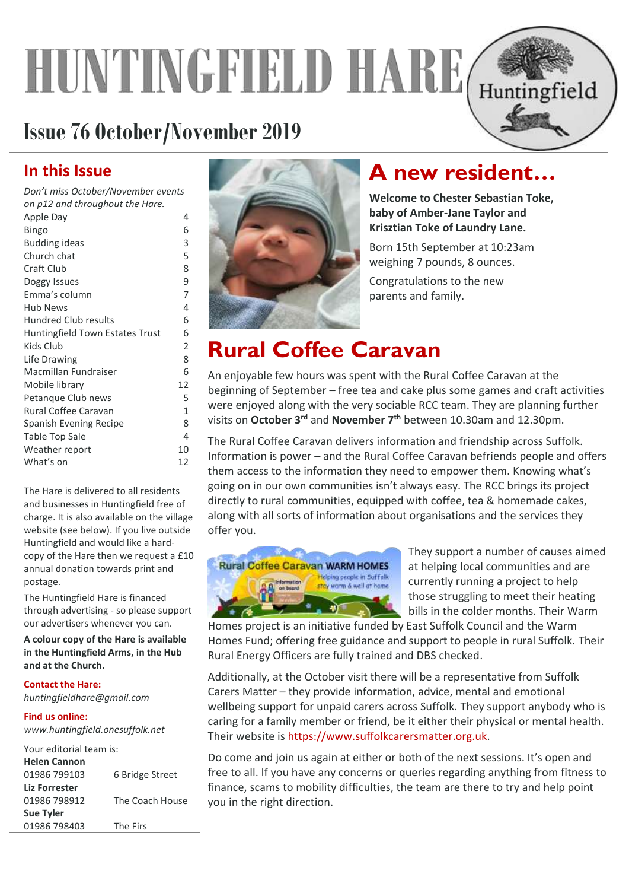# HUNTINGFIELD HARE

Huntingfield

## Issue 76 October/November 2019

## In this Issue

*Don't miss October/November events on p12 and throughout the Hare.*

| | |
|---|---|
| Apple Day | 4 |
| Bingo | 6 |
| Budding ideas | 3 |
| Church chat | 5 |
| Craft Club | 8 |
| Doggy Issues | 9 |
| Emma's column | 7 |
| Hub News | 4 |
| Hundred Club results | 6 |
| Huntingfield Town Estates Trust | 6 |
| Kids Club | 2 |
| Life Drawing | 8 |
| Macmillan Fundraiser | 6 |
| Mobile library | 12 |
| Petanque Club news | 5 |
| Rural Coffee Caravan | 1 |
| Spanish Evening Recipe | 8 |
| Table Top Sale | 4 |
| Weather report | 10 |
| What's on | 12 |

The Hare is delivered to all residents and businesses in Huntingfield free of charge. It is also available on the village website (see below). If you live outside Huntingfield and would like a hard-copy of the Hare then we request a £10 annual donation towards print and postage.

The Huntingfield Hare is financed through advertising - so please support our advertisers whenever you can.

**A colour copy of the Hare is available in the Huntingfield Arms, in the Hub and at the Church.**

**Contact the Hare:**
*huntingfieldhare@gmail.com*

**Find us online:**
*www.huntingfield.onesuffolk.net*

Your editorial team is:

**Helen Cannon**
01986 799103 — 6 Bridge Street

**Liz Forrester**
01986 798912 — The Coach House

**Sue Tyler**
01986 798403 — The Firs

## A new resident…

**Welcome to Chester Sebastian Toke, baby of Amber-Jane Taylor and Krisztian Toke of Laundry Lane.**

Born 15th September at 10:23am weighing 7 pounds, 8 ounces.

Congratulations to the new parents and family.

## Rural Coffee Caravan

An enjoyable few hours was spent with the Rural Coffee Caravan at the beginning of September – free tea and cake plus some games and craft activities were enjoyed along with the very sociable RCC team. They are planning further visits on **October 3rd** and **November 7th** between 10.30am and 12.30pm.

The Rural Coffee Caravan delivers information and friendship across Suffolk. Information is power – and the Rural Coffee Caravan befriends people and offers them access to the information they need to empower them. Knowing what's going on in our own communities isn't always easy. The RCC brings its project directly to rural communities, equipped with coffee, tea & homemade cakes, along with all sorts of information about organisations and the services they offer you.

They support a number of causes aimed at helping local communities and are currently running a project to help those struggling to meet their heating bills in the colder months. Their Warm Homes project is an initiative funded by East Suffolk Council and the Warm Homes Fund; offering free guidance and support to people in rural Suffolk. Their Rural Energy Officers are fully trained and DBS checked.

Additionally, at the October visit there will be a representative from Suffolk Carers Matter – they provide information, advice, mental and emotional wellbeing support for unpaid carers across Suffolk. They support anybody who is caring for a family member or friend, be it either their physical or mental health. Their website is https://www.suffolkcarersmatter.org.uk.

Do come and join us again at either or both of the next sessions. It's open and free to all. If you have any concerns or queries regarding anything from fitness to finance, scams to mobility difficulties, the team are there to try and help point you in the right direction.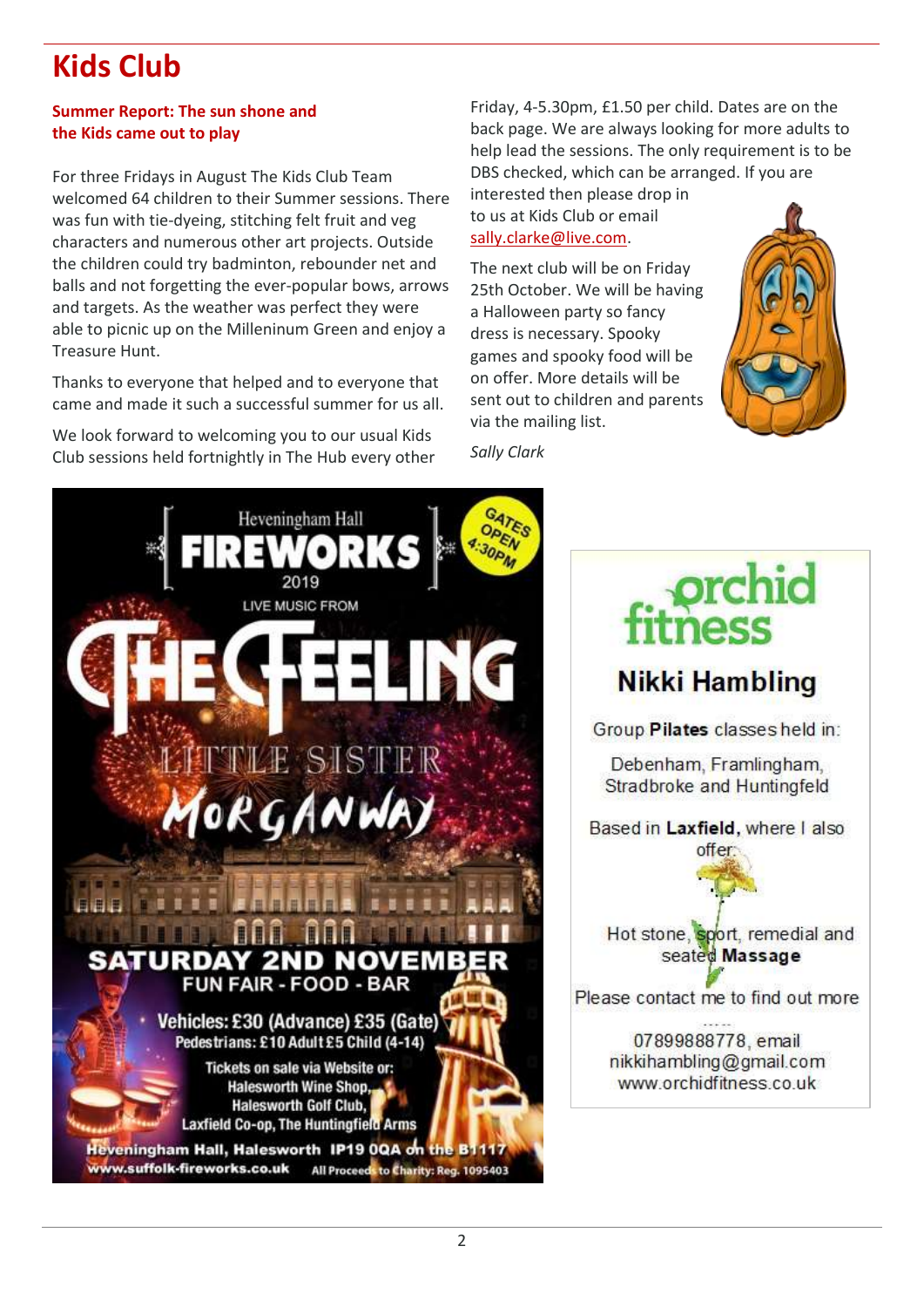# Kids Club

**Summer Report: The sun shone and the Kids came out to play**

For three Fridays in August The Kids Club Team welcomed 64 children to their Summer sessions. There was fun with tie-dyeing, stitching felt fruit and veg characters and numerous other art projects. Outside the children could try badminton, rebounder net and balls and not forgetting the ever-popular bows, arrows and targets. As the weather was perfect they were able to picnic up on the Milleninum Green and enjoy a Treasure Hunt.

Thanks to everyone that helped and to everyone that came and made it such a successful summer for us all.

We look forward to welcoming you to our usual Kids Club sessions held fortnightly in The Hub every other Friday, 4-5.30pm, £1.50 per child. Dates are on the back page. We are always looking for more adults to help lead the sessions. The only requirement is to be DBS checked, which can be arranged. If you are interested then please drop in to us at Kids Club or email sally.clarke@live.com.

The next club will be on Friday 25th October. We will be having a Halloween party so fancy dress is necessary. Spooky games and spooky food will be on offer. More details will be sent out to children and parents via the mailing list.

*Sally Clark*

Heveningham Hall **FIREWORKS** 2019

GATES OPEN 4:30PM

LIVE MUSIC FROM **THE FEELING**

LITTLE SISTER

MORGANWAY

**SATURDAY 2ND NOVEMBER**

FUN FAIR - FOOD - BAR

Vehicles: £30 (Advance) £35 (Gate)
Pedestrians: £10 Adult £5 Child (4-14)

Tickets on sale via Website or:
Halesworth Wine Shop,
Halesworth Golf Club,
Laxfield Co-op, The Huntingfield Arms

Heveningham Hall, Halesworth IP19 0QA on the B1117
www.suffolk-fireworks.co.uk All Proceeds to Charity: Reg. 1095403

**orchid fitness**

## Nikki Hambling

Group **Pilates** classes held in:

Debenham, Framlingham, Stradbroke and Huntingfeld

Based in **Laxfield**, where I also offer:

Hot stone, sport, remedial and seated **Massage**

Please contact me to find out more

07899888778, email nikkihambling@gmail.com
www.orchidfitness.co.uk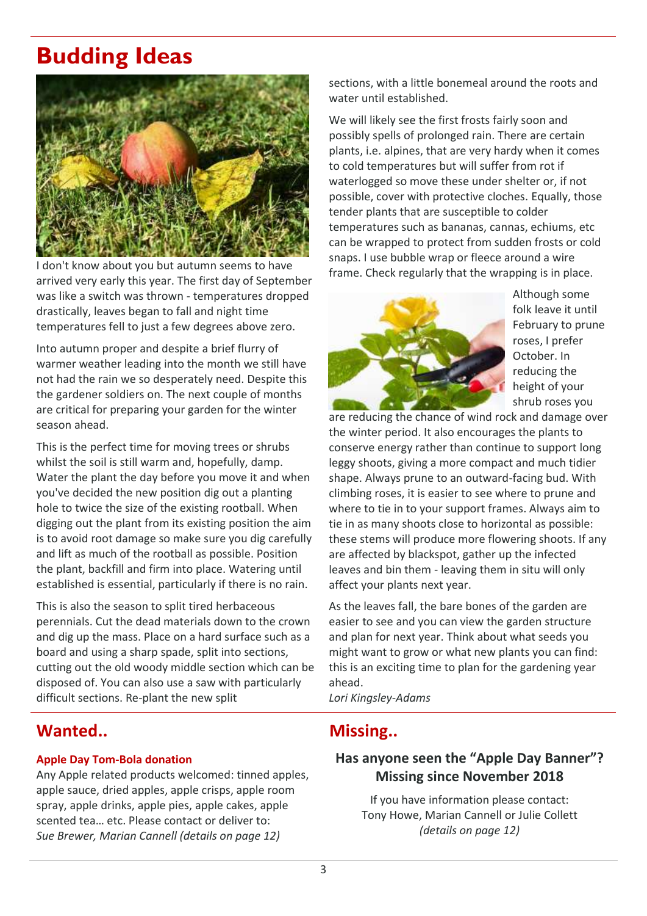# Budding Ideas

I don't know about you but autumn seems to have arrived very early this year. The first day of September was like a switch was thrown - temperatures dropped drastically, leaves began to fall and night time temperatures fell to just a few degrees above zero.

Into autumn proper and despite a brief flurry of warmer weather leading into the month we still have not had the rain we so desperately need. Despite this the gardener soldiers on. The next couple of months are critical for preparing your garden for the winter season ahead.

This is the perfect time for moving trees or shrubs whilst the soil is still warm and, hopefully, damp. Water the plant the day before you move it and when you've decided the new position dig out a planting hole to twice the size of the existing rootball. When digging out the plant from its existing position the aim is to avoid root damage so make sure you dig carefully and lift as much of the rootball as possible. Position the plant, backfill and firm into place. Watering until established is essential, particularly if there is no rain.

This is also the season to split tired herbaceous perennials. Cut the dead materials down to the crown and dig up the mass. Place on a hard surface such as a board and using a sharp spade, split into sections, cutting out the old woody middle section which can be disposed of. You can also use a saw with particularly difficult sections. Re-plant the new split sections, with a little bonemeal around the roots and water until established.

We will likely see the first frosts fairly soon and possibly spells of prolonged rain. There are certain plants, i.e. alpines, that are very hardy when it comes to cold temperatures but will suffer from rot if waterlogged so move these under shelter or, if not possible, cover with protective cloches. Equally, those tender plants that are susceptible to colder temperatures such as bananas, cannas, echiums, etc can be wrapped to protect from sudden frosts or cold snaps. I use bubble wrap or fleece around a wire frame. Check regularly that the wrapping is in place.

Although some folk leave it until February to prune roses, I prefer October. In reducing the height of your shrub roses you are reducing the chance of wind rock and damage over the winter period. It also encourages the plants to conserve energy rather than continue to support long leggy shoots, giving a more compact and much tidier shape. Always prune to an outward-facing bud. With climbing roses, it is easier to see where to prune and where to tie in to your support frames. Always aim to tie in as many shoots close to horizontal as possible: these stems will produce more flowering shoots. If any are affected by blackspot, gather up the infected leaves and bin them - leaving them in situ will only affect your plants next year.

As the leaves fall, the bare bones of the garden are easier to see and you can view the garden structure and plan for next year. Think about what seeds you might want to grow or what new plants you can find: this is an exciting time to plan for the gardening year ahead.

*Lori Kingsley-Adams*

## Wanted..

### Apple Day Tom-Bola donation

Any Apple related products welcomed: tinned apples, apple sauce, dried apples, apple crisps, apple room spray, apple drinks, apple pies, apple cakes, apple scented tea… etc. Please contact or deliver to: *Sue Brewer, Marian Cannell (details on page 12)*

## Missing..

### Has anyone seen the "Apple Day Banner"? Missing since November 2018

If you have information please contact: Tony Howe, Marian Cannell or Julie Collett *(details on page 12)*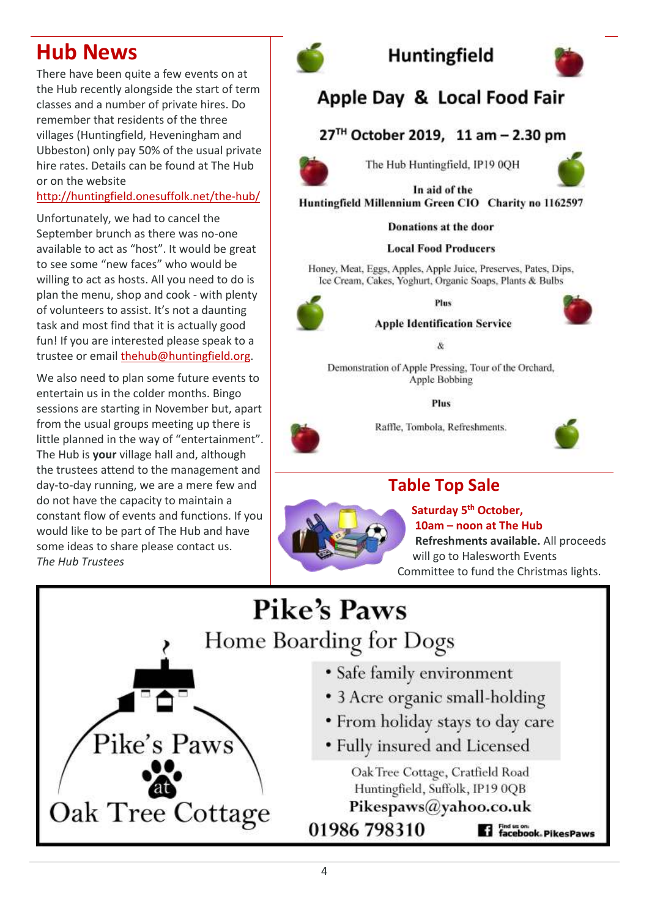## Hub News

There have been quite a few events on at the Hub recently alongside the start of term classes and a number of private hires. Do remember that residents of the three villages (Huntingfield, Heveningham and Ubbeston) only pay 50% of the usual private hire rates. Details can be found at The Hub or on the website http://huntingfield.onesuffolk.net/the-hub/

Unfortunately, we had to cancel the September brunch as there was no-one available to act as "host". It would be great to see some "new faces" who would be willing to act as hosts. All you need to do is plan the menu, shop and cook - with plenty of volunteers to assist. It's not a daunting task and most find that it is actually good fun! If you are interested please speak to a trustee or email thehub@huntingfield.org.

We also need to plan some future events to entertain us in the colder months. Bingo sessions are starting in November but, apart from the usual groups meeting up there is little planned in the way of "entertainment". The Hub is **your** village hall and, although the trustees attend to the management and day-to-day running, we are a mere few and do not have the capacity to maintain a constant flow of events and functions. If you would like to be part of The Hub and have some ideas to share please contact us.

*The Hub Trustees*

## Huntingfield

## Apple Day & Local Food Fair

### 27TH October 2019, 11 am – 2.30 pm

The Hub Huntingfield, IP19 0QH

**In aid of the**
**Huntingfield Millennium Green CIO Charity no 1162597**

**Donations at the door**

**Local Food Producers**

Honey, Meat, Eggs, Apples, Apple Juice, Preserves, Pates, Dips, Ice Cream, Cakes, Yoghurt, Organic Soaps, Plants & Bulbs

**Plus**

**Apple Identification Service**

&

Demonstration of Apple Pressing, Tour of the Orchard, Apple Bobbing

**Plus**

Raffle, Tombola, Refreshments.

## Table Top Sale

**Saturday 5th October,**
**10am – noon at The Hub**
**Refreshments available.** All proceeds will go to Halesworth Events Committee to fund the Christmas lights.

## Pike's Paws

Home Boarding for Dogs

- Safe family environment
- 3 Acre organic small-holding
- From holiday stays to day care
- Fully insured and Licensed

Pike's Paws at Oak Tree Cottage

Oak Tree Cottage, Cratfield Road
Huntingfield, Suffolk, IP19 0QB
Pikespaws@yahoo.co.uk
01986 798310

Find us on: facebook. PikesPaws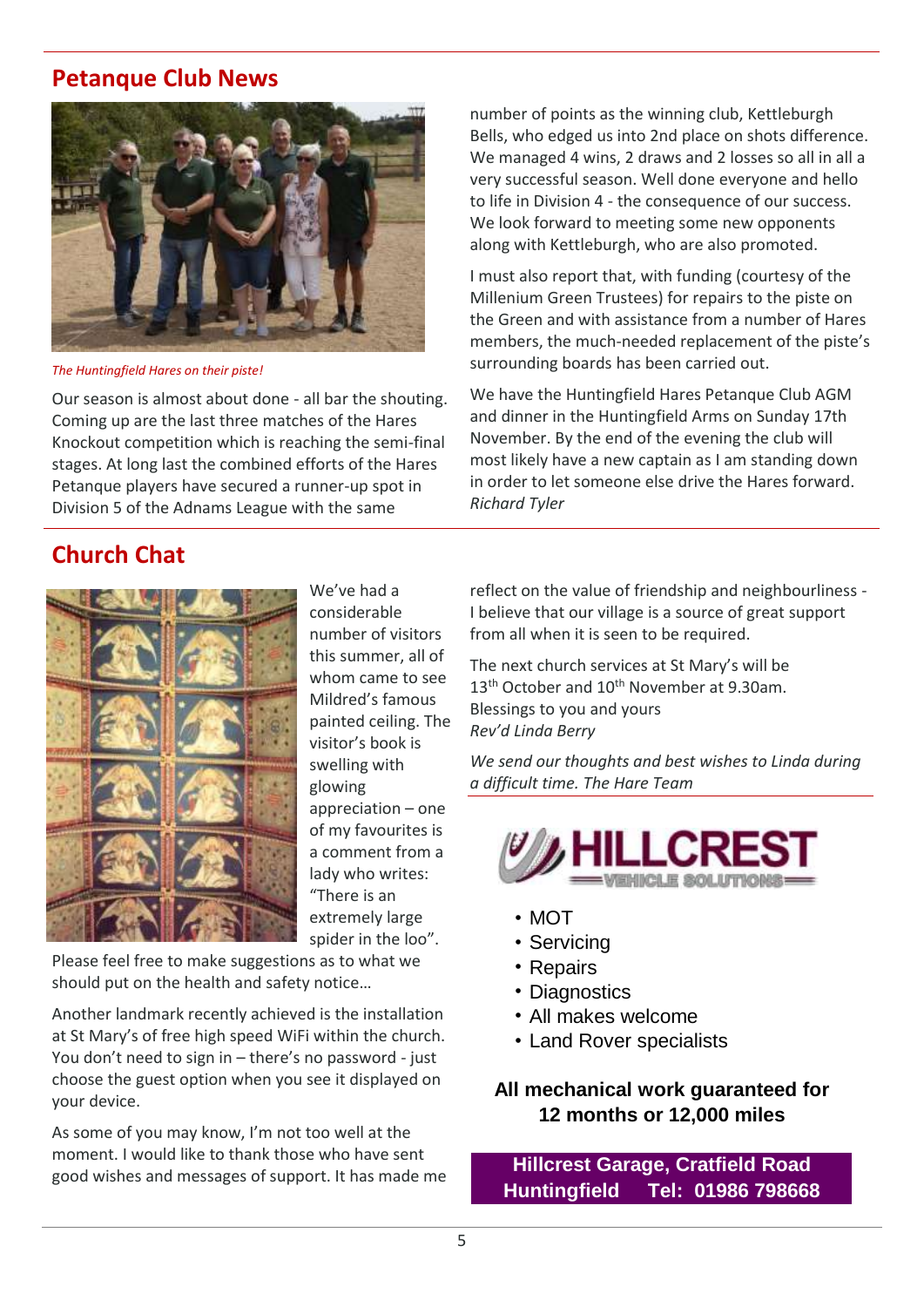## Petanque Club News

*The Huntingfield Hares on their piste!*

Our season is almost about done - all bar the shouting. Coming up are the last three matches of the Hares Knockout competition which is reaching the semi-final stages. At long last the combined efforts of the Hares Petanque players have secured a runner-up spot in Division 5 of the Adnams League with the same number of points as the winning club, Kettleburgh Bells, who edged us into 2nd place on shots difference. We managed 4 wins, 2 draws and 2 losses so all in all a very successful season. Well done everyone and hello to life in Division 4 - the consequence of our success. We look forward to meeting some new opponents along with Kettleburgh, who are also promoted.

I must also report that, with funding (courtesy of the Millenium Green Trustees) for repairs to the piste on the Green and with assistance from a number of Hares members, the much-needed replacement of the piste's surrounding boards has been carried out.

We have the Huntingfield Hares Petanque Club AGM and dinner in the Huntingfield Arms on Sunday 17th November. By the end of the evening the club will most likely have a new captain as I am standing down in order to let someone else drive the Hares forward.
*Richard Tyler*

## Church Chat

We've had a considerable number of visitors this summer, all of whom came to see Mildred's famous painted ceiling. The visitor's book is swelling with glowing appreciation – one of my favourites is a comment from a lady who writes: "There is an extremely large spider in the loo". Please feel free to make suggestions as to what we should put on the health and safety notice…

Another landmark recently achieved is the installation at St Mary's of free high speed WiFi within the church. You don't need to sign in – there's no password - just choose the guest option when you see it displayed on your device.

As some of you may know, I'm not too well at the moment. I would like to thank those who have sent good wishes and messages of support. It has made me reflect on the value of friendship and neighbourliness - I believe that our village is a source of great support from all when it is seen to be required.

The next church services at St Mary's will be 13th October and 10th November at 9.30am.
Blessings to you and yours
*Rev'd Linda Berry*

*We send our thoughts and best wishes to Linda during a difficult time. The Hare Team*

**HILLCREST**
**VEHICLE SOLUTIONS**

- MOT
- Servicing
- Repairs
- Diagnostics
- All makes welcome
- Land Rover specialists

**All mechanical work guaranteed for 12 months or 12,000 miles**

**Hillcrest Garage, Cratfield Road Huntingfield Tel: 01986 798668**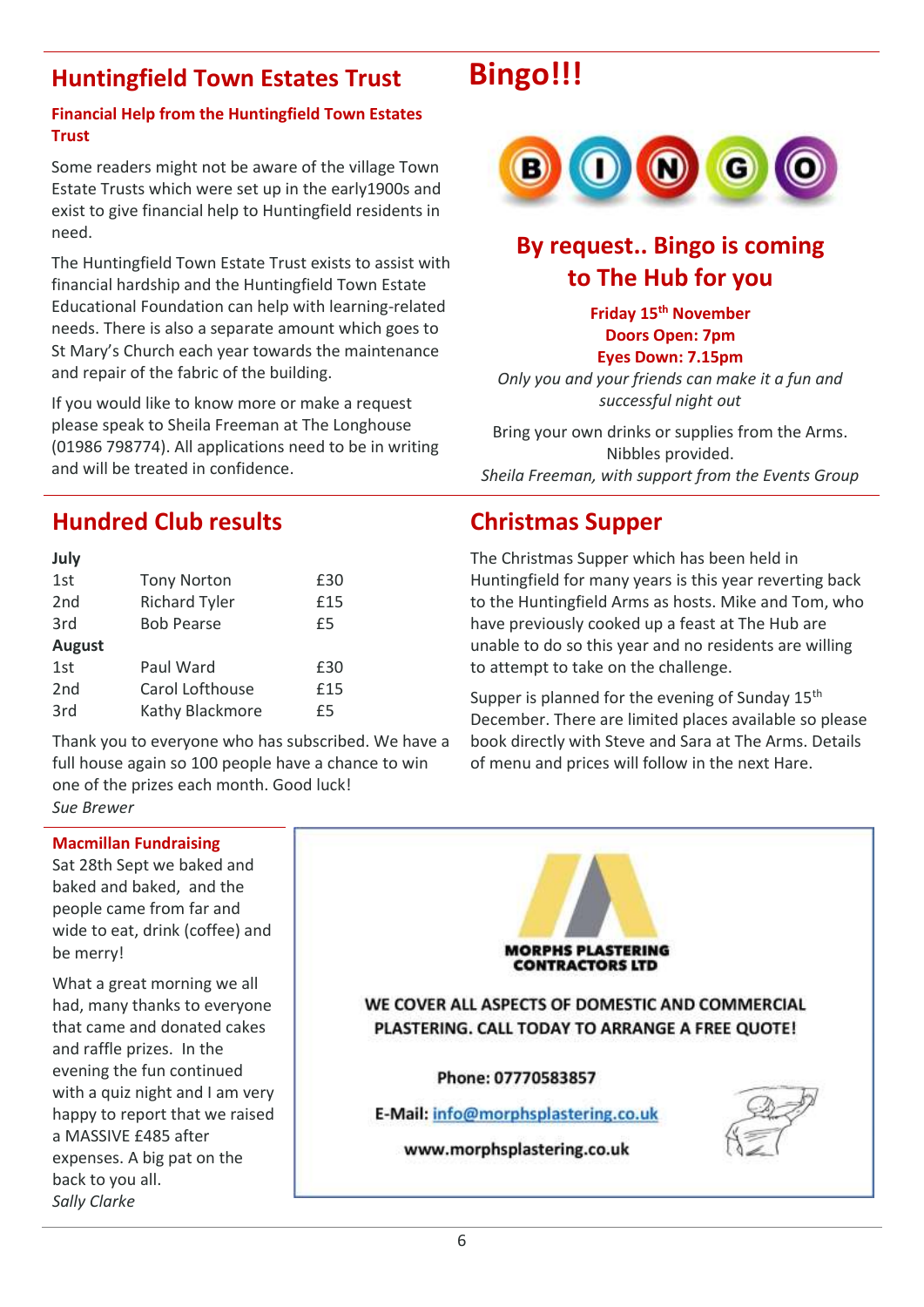## Huntingfield Town Estates Trust

**Financial Help from the Huntingfield Town Estates Trust**

Some readers might not be aware of the village Town Estate Trusts which were set up in the early1900s and exist to give financial help to Huntingfield residents in need.

The Huntingfield Town Estate Trust exists to assist with financial hardship and the Huntingfield Town Estate Educational Foundation can help with learning-related needs. There is also a separate amount which goes to St Mary's Church each year towards the maintenance and repair of the fabric of the building.

If you would like to know more or make a request please speak to Sheila Freeman at The Longhouse (01986 798774). All applications need to be in writing and will be treated in confidence.

## Bingo!!!

BINGO

### By request.. Bingo is coming to The Hub for you

**Friday 15th November**
**Doors Open: 7pm**
**Eyes Down: 7.15pm**

*Only you and your friends can make it a fun and successful night out*

Bring your own drinks or supplies from the Arms. Nibbles provided.

*Sheila Freeman, with support from the Events Group*

## Hundred Club results

| **July** | | |
|---|---|---|
| 1st | Tony Norton | £30 |
| 2nd | Richard Tyler | £15 |
| 3rd | Bob Pearse | £5 |
| **August** | | |
| 1st | Paul Ward | £30 |
| 2nd | Carol Lofthouse | £15 |
| 3rd | Kathy Blackmore | £5 |

Thank you to everyone who has subscribed. We have a full house again so 100 people have a chance to win one of the prizes each month. Good luck!

*Sue Brewer*

## Christmas Supper

The Christmas Supper which has been held in Huntingfield for many years is this year reverting back to the Huntingfield Arms as hosts. Mike and Tom, who have previously cooked up a feast at The Hub are unable to do so this year and no residents are willing to attempt to take on the challenge.

Supper is planned for the evening of Sunday 15th December. There are limited places available so please book directly with Steve and Sara at The Arms. Details of menu and prices will follow in the next Hare.

**Macmillan Fundraising**

Sat 28th Sept we baked and baked and baked, and the people came from far and wide to eat, drink (coffee) and be merry!

What a great morning we all had, many thanks to everyone that came and donated cakes and raffle prizes. In the evening the fun continued with a quiz night and I am very happy to report that we raised a MASSIVE £485 after expenses. A big pat on the back to you all.

*Sally Clarke*

MORPHS PLASTERING CONTRACTORS LTD

WE COVER ALL ASPECTS OF DOMESTIC AND COMMERCIAL PLASTERING. CALL TODAY TO ARRANGE A FREE QUOTE!

Phone: 07770583857

E-Mail: info@morphsplastering.co.uk

www.morphsplastering.co.uk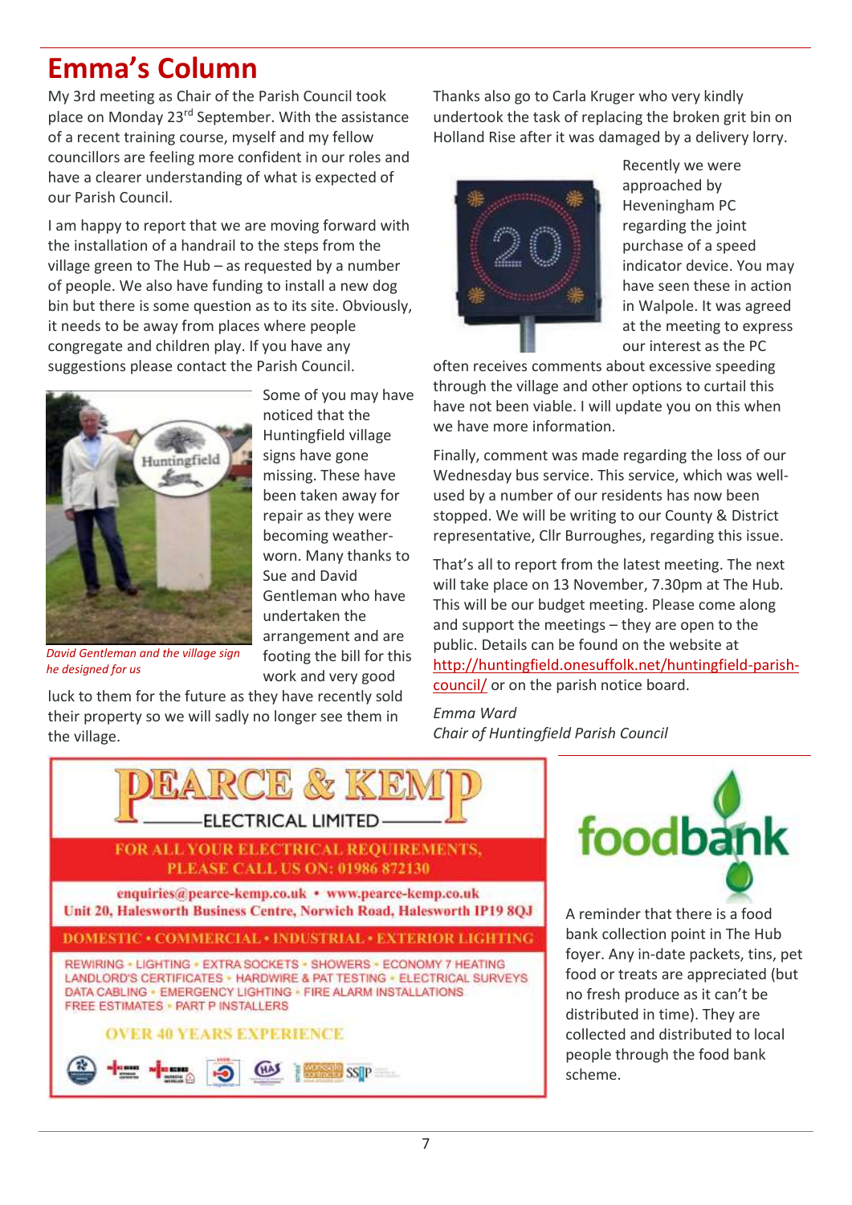# Emma's Column

My 3rd meeting as Chair of the Parish Council took place on Monday 23rd September. With the assistance of a recent training course, myself and my fellow councillors are feeling more confident in our roles and have a clearer understanding of what is expected of our Parish Council.

I am happy to report that we are moving forward with the installation of a handrail to the steps from the village green to The Hub – as requested by a number of people. We also have funding to install a new dog bin but there is some question as to its site. Obviously, it needs to be away from places where people congregate and children play. If you have any suggestions please contact the Parish Council.

*David Gentleman and the village sign he designed for us*

Some of you may have noticed that the Huntingfield village signs have gone missing. These have been taken away for repair as they were becoming weather-worn. Many thanks to Sue and David Gentleman who have undertaken the arrangement and are footing the bill for this work and very good luck to them for the future as they have recently sold their property so we will sadly no longer see them in the village.

Thanks also go to Carla Kruger who very kindly undertook the task of replacing the broken grit bin on Holland Rise after it was damaged by a delivery lorry.

Recently we were approached by Heveningham PC regarding the joint purchase of a speed indicator device. You may have seen these in action in Walpole. It was agreed at the meeting to express our interest as the PC often receives comments about excessive speeding through the village and other options to curtail this have not been viable. I will update you on this when we have more information.

Finally, comment was made regarding the loss of our Wednesday bus service. This service, which was well-used by a number of our residents has now been stopped. We will be writing to our County & District representative, Cllr Burroughes, regarding this issue.

That's all to report from the latest meeting. The next will take place on 13 November, 7.30pm at The Hub. This will be our budget meeting. Please come along and support the meetings – they are open to the public. Details can be found on the website at http://huntingfield.onesuffolk.net/huntingfield-parish-council/ or on the parish notice board.

*Emma Ward*
*Chair of Huntingfield Parish Council*

---

**PEARCE & KEMP ELECTRICAL LIMITED**

FOR ALL YOUR ELECTRICAL REQUIREMENTS, PLEASE CALL US ON: 01986 872130

enquiries@pearce-kemp.co.uk • www.pearce-kemp.co.uk
Unit 20, Halesworth Business Centre, Norwich Road, Halesworth IP19 8QJ

DOMESTIC • COMMERCIAL • INDUSTRIAL • EXTERIOR LIGHTING

REWIRING • LIGHTING • EXTRA SOCKETS • SHOWERS • ECONOMY 7 HEATING
LANDLORD'S CERTIFICATES • HARDWIRE & PAT TESTING • ELECTRICAL SURVEYS
DATA CABLING • EMERGENCY LIGHTING • FIRE ALARM INSTALLATIONS
FREE ESTIMATES • PART P INSTALLERS

OVER 40 YEARS EXPERIENCE

---

**foodbank**

A reminder that there is a food bank collection point in The Hub foyer. Any in-date packets, tins, pet food or treats are appreciated (but no fresh produce as it can't be distributed in time). They are collected and distributed to local people through the food bank scheme.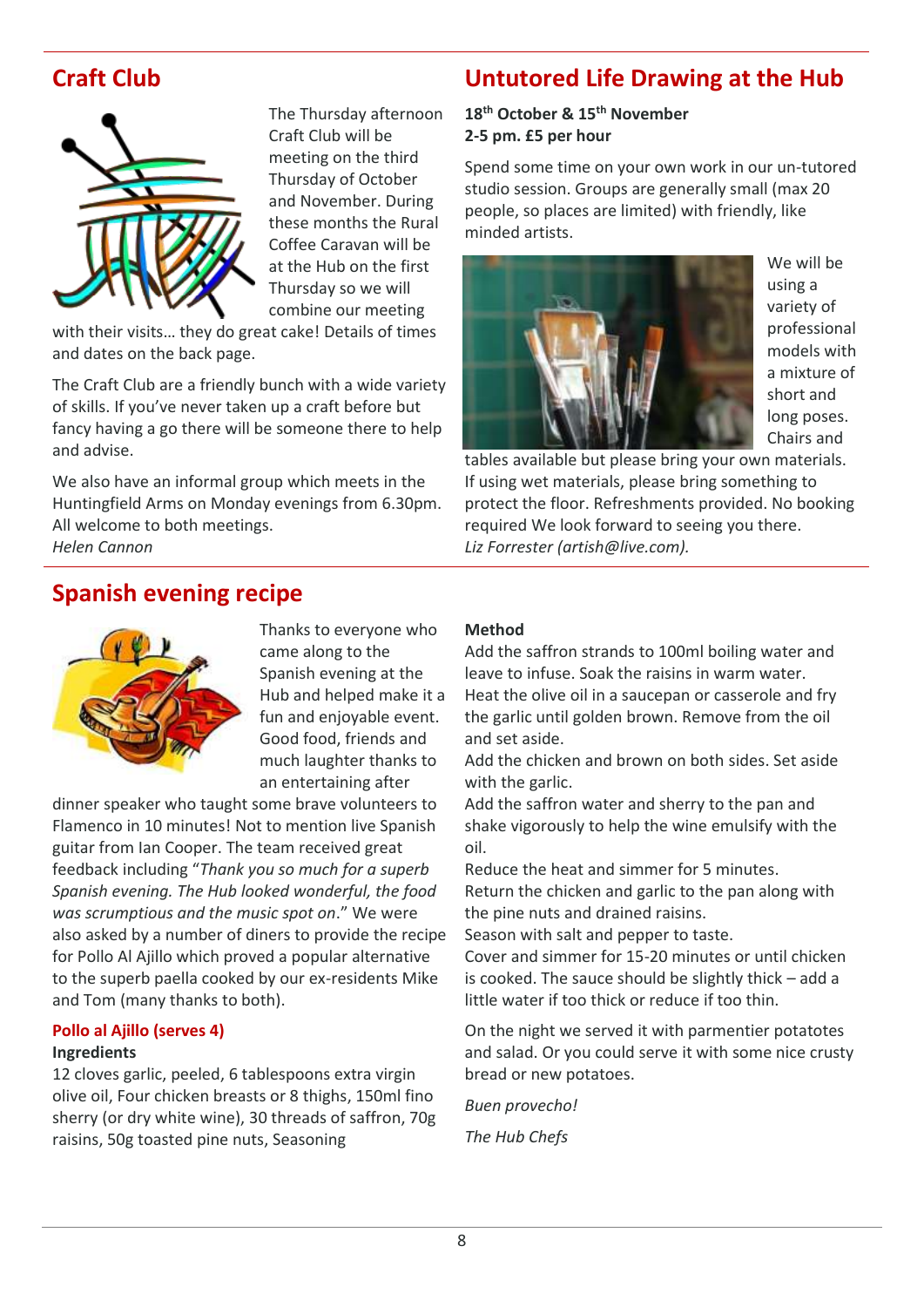## Craft Club

The Thursday afternoon Craft Club will be meeting on the third Thursday of October and November. During these months the Rural Coffee Caravan will be at the Hub on the first Thursday so we will combine our meeting with their visits… they do great cake! Details of times and dates on the back page.

The Craft Club are a friendly bunch with a wide variety of skills. If you've never taken up a craft before but fancy having a go there will be someone there to help and advise.

We also have an informal group which meets in the Huntingfield Arms on Monday evenings from 6.30pm. All welcome to both meetings.
*Helen Cannon*

## Untutored Life Drawing at the Hub

**18th October & 15th November**
**2-5 pm. £5 per hour**

Spend some time on your own work in our un-tutored studio session. Groups are generally small (max 20 people, so places are limited) with friendly, like minded artists.

We will be using a variety of professional models with a mixture of short and long poses. Chairs and tables available but please bring your own materials. If using wet materials, please bring something to protect the floor. Refreshments provided. No booking required We look forward to seeing you there.
*Liz Forrester (artish@live.com).*

## Spanish evening recipe

Thanks to everyone who came along to the Spanish evening at the Hub and helped make it a fun and enjoyable event. Good food, friends and much laughter thanks to an entertaining after dinner speaker who taught some brave volunteers to Flamenco in 10 minutes! Not to mention live Spanish guitar from Ian Cooper. The team received great feedback including "*Thank you so much for a superb Spanish evening. The Hub looked wonderful, the food was scrumptious and the music spot on*." We were also asked by a number of diners to provide the recipe for Pollo Al Ajillo which proved a popular alternative to the superb paella cooked by our ex-residents Mike and Tom (many thanks to both).

### Pollo al Ajillo (serves 4)

**Ingredients**

12 cloves garlic, peeled, 6 tablespoons extra virgin olive oil, Four chicken breasts or 8 thighs, 150ml fino sherry (or dry white wine), 30 threads of saffron, 70g raisins, 50g toasted pine nuts, Seasoning

**Method**

Add the saffron strands to 100ml boiling water and leave to infuse. Soak the raisins in warm water.
Heat the olive oil in a saucepan or casserole and fry the garlic until golden brown. Remove from the oil and set aside.
Add the chicken and brown on both sides. Set aside with the garlic.
Add the saffron water and sherry to the pan and shake vigorously to help the wine emulsify with the oil.
Reduce the heat and simmer for 5 minutes.
Return the chicken and garlic to the pan along with the pine nuts and drained raisins.
Season with salt and pepper to taste.
Cover and simmer for 15-20 minutes or until chicken is cooked. The sauce should be slightly thick – add a little water if too thick or reduce if too thin.

On the night we served it with parmentier potatotes and salad. Or you could serve it with some nice crusty bread or new potatoes.

*Buen provecho!*

*The Hub Chefs*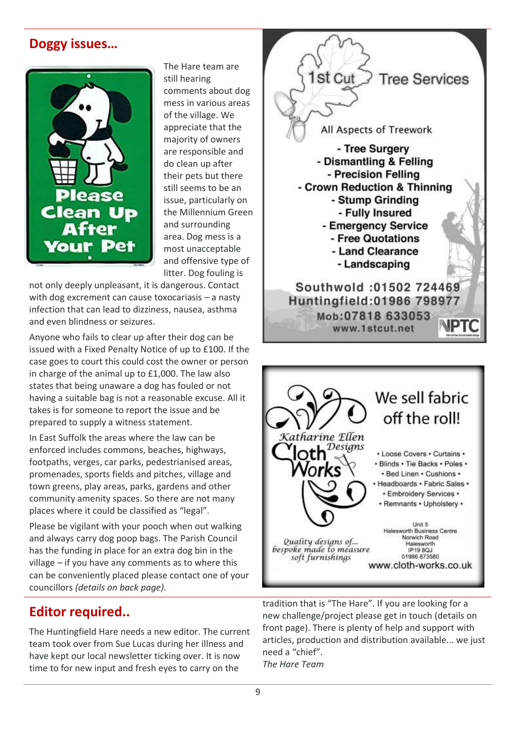## Doggy issues…

Please Clean Up After Your Pet

The Hare team are still hearing comments about dog mess in various areas of the village. We appreciate that the majority of owners are responsible and do clean up after their pets but there still seems to be an issue, particularly on the Millennium Green and surrounding area. Dog mess is a most unacceptable and offensive type of litter. Dog fouling is not only deeply unpleasant, it is dangerous. Contact with dog excrement can cause toxocariasis – a nasty infection that can lead to dizziness, nausea, asthma and even blindness or seizures.

Anyone who fails to clear up after their dog can be issued with a Fixed Penalty Notice of up to £100. If the case goes to court this could cost the owner or person in charge of the animal up to £1,000. The law also states that being unaware a dog has fouled or not having a suitable bag is not a reasonable excuse. All it takes is for someone to report the issue and be prepared to supply a witness statement.

In East Suffolk the areas where the law can be enforced includes commons, beaches, highways, footpaths, verges, car parks, pedestrianised areas, promenades, sports fields and pitches, village and town greens, play areas, parks, gardens and other community amenity spaces. So there are not many places where it could be classified as "legal".

Please be vigilant with your pooch when out walking and always carry dog poop bags. The Parish Council has the funding in place for an extra dog bin in the village – if you have any comments as to where this can be conveniently placed please contact one of your councillors *(details on back page).*

**1st Cut Tree Services**

All Aspects of Treework

- Tree Surgery
- Dismantling & Felling
- Precision Felling
- Crown Reduction & Thinning
- Stump Grinding
- Fully Insured
- Emergency Service
- Free Quotations
- Land Clearance
- Landscaping

Southwold :01502 724469
Huntingfield:01986 798977
Mob:07818 633053
www.1stcut.net

NPTC

**Katharine Ellen Designs Cloth Works**

We sell fabric off the roll!

• Loose Covers • Curtains •
• Blinds • Tie Backs • Poles •
• Bed Linen • Cushions •
• Headboards • Fabric Sales •
• Embroidery Services •
• Remnants • Upholstery •

*Quality designs of... bespoke made to measure soft furnishings*

Unit 5
Halesworth Business Centre
Norwich Road
Halesworth
IP19 8QJ
01986 873580
www.cloth-works.co.uk

## Editor required..

The Huntingfield Hare needs a new editor. The current team took over from Sue Lucas during her illness and have kept our local newsletter ticking over. It is now time to for new input and fresh eyes to carry on the tradition that is "The Hare". If you are looking for a new challenge/project please get in touch (details on front page). There is plenty of help and support with articles, production and distribution available... we just need a "chief".

*The Hare Team*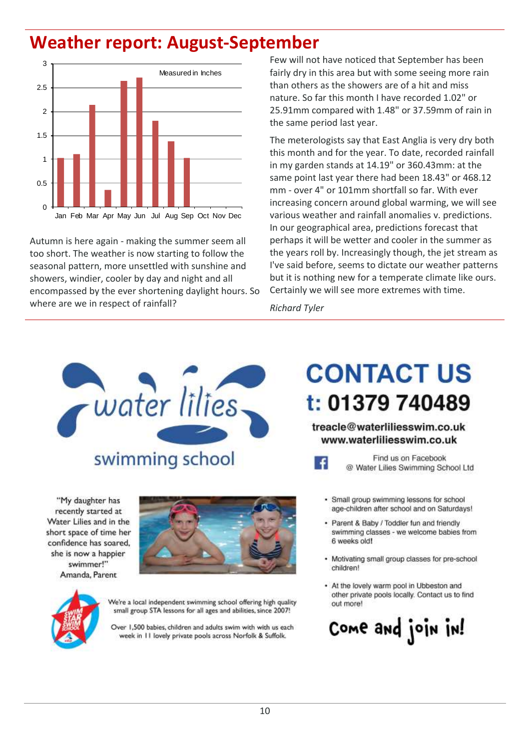# Weather report: August-September

Measured in Inches

| Month | Rainfall (inches) |
|---|---|
| Jan | ~1.0 |
| Feb | ~1.1 |
| Mar | ~2.15 |
| Apr | ~0.35 |
| May | ~2.65 |
| Jun | ~2.7 |
| Jul | ~1.8 |
| Aug | ~1.37 |
| Sep | ~1.02 |
| Oct | |
| Nov | |
| Dec | |

Autumn is here again - making the summer seem all too short. The weather is now starting to follow the seasonal pattern, more unsettled with sunshine and showers, windier, cooler by day and night and all encompassed by the ever shortening daylight hours. So where are we in respect of rainfall?

Few will not have noticed that September has been fairly dry in this area but with some seeing more rain than others as the showers are of a hit and miss nature. So far this month I have recorded 1.02" or 25.91mm compared with 1.48" or 37.59mm of rain in the same period last year.

The meterologists say that East Anglia is very dry both this month and for the year. To date, recorded rainfall in my garden stands at 14.19" or 360.43mm: at the same point last year there had been 18.43" or 468.12 mm - over 4" or 101mm shortfall so far. With ever increasing concern around global warming, we will see various weather and rainfall anomalies v. predictions. In our geographical area, predictions forecast that perhaps it will be wetter and cooler in the summer as the years roll by. Increasingly though, the jet stream as I've said before, seems to dictate our weather patterns but it is nothing new for a temperate climate like ours. Certainly we will see more extremes with time.

*Richard Tyler*

---

## water lilies swimming school

# CONTACT US
# t: 01379 740489

**treacle@waterliliesswim.co.uk**
**www.waterliliesswim.co.uk**

Find us on Facebook @ Water Lilies Swimming School Ltd

"My daughter has recently started at Water Lilies and in the short space of time her confidence has soared, she is now a happier swimmer!"
Amanda, Parent

- Small group swimming lessons for school age-children after school and on Saturdays!
- Parent & Baby / Toddler fun and friendly swimming classes - we welcome babies from 6 weeks old!
- Motivating small group classes for pre-school children!
- At the lovely warm pool in Ubbeston and other private pools locally. Contact us to find out more!

We're a local independent swimming school offering high quality small group STA lessons for all ages and abilities, since 2007!

Over 1,500 babies, children and adults swim with with us each week in 11 lovely private pools across Norfolk & Suffolk.

**Come and join in!**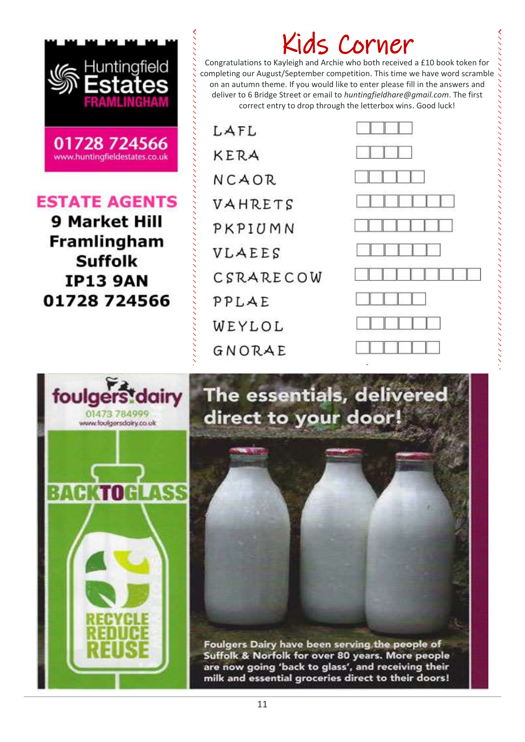**Huntingfield Estates**
**FRAMLINGHAM**

**01728 724566**
www.huntingfieldestates.co.uk

**ESTATE AGENTS**
**9 Market Hill**
**Framlingham**
**Suffolk**
**IP13 9AN**
**01728 724566**

# Kids Corner

Congratulations to Kayleigh and Archie who both received a £10 book token for completing our August/September competition. This time we have word scramble on an autumn theme. If you would like to enter please fill in the answers and deliver to 6 Bridge Street or email to *huntingfieldhare@gmail.com*. The first correct entry to drop through the letterbox wins. Good luck!

| Scrambled | Answer |
|---|---|
| LAFL | ☐☐☐☐ |
| KERA | ☐☐☐☐ |
| NCAOR | ☐☐☐☐☐ |
| VAHRETS | ☐☐☐☐☐☐☐ |
| PKPIUMN | ☐☐☐☐☐☐☐ |
| VLAEES | ☐☐☐☐☐☐ |
| CSRARECOW | ☐☐☐☐☐☐☐☐☐ |
| PPLAE | ☐☐☐☐☐ |
| WEYLOL | ☐☐☐☐☐☐ |
| GNORAE | ☐☐☐☐☐☐ |

**foulgers dairy**
01473 784999
www.foulgersdairy.co.uk

**BACKTOGLASS**

**RECYCLE REDUCE REUSE**

**The essentials, delivered direct to your door!**

**Foulgers Dairy have been serving the people of Suffolk & Norfolk for over 80 years. More people are now going 'back to glass', and receiving their milk and essential groceries direct to their doors!**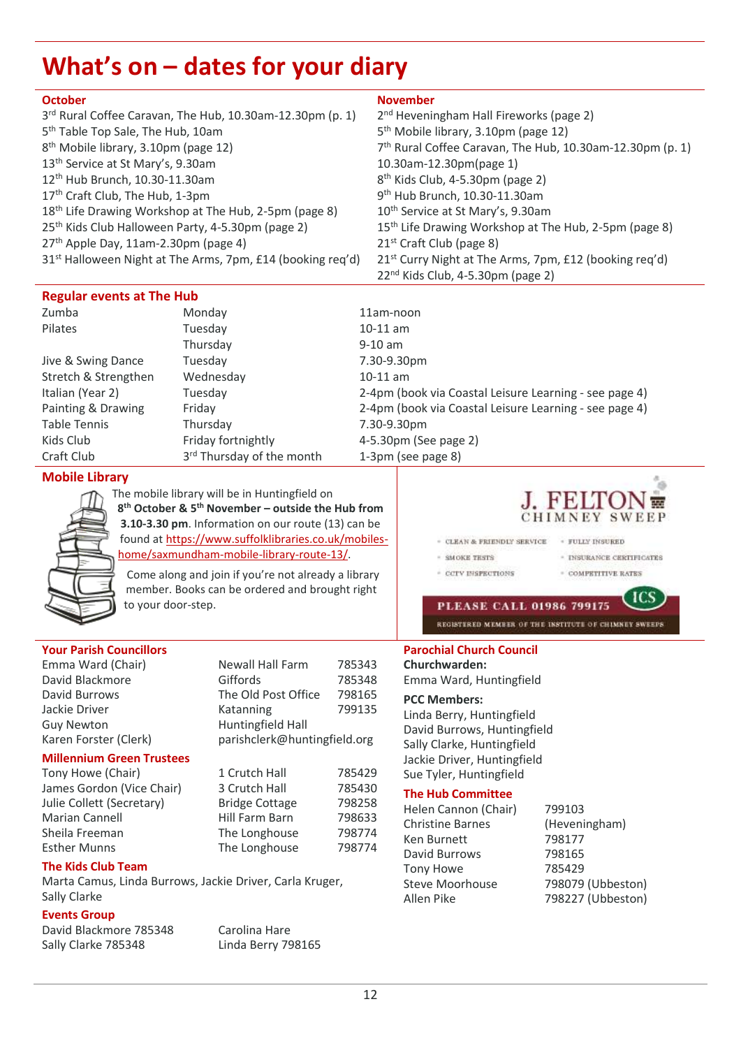# What's on – dates for your diary

## October

3rd Rural Coffee Caravan, The Hub, 10.30am-12.30pm (p. 1)
5th Table Top Sale, The Hub, 10am
8th Mobile library, 3.10pm (page 12)
13th Service at St Mary's, 9.30am
12th Hub Brunch, 10.30-11.30am
17th Craft Club, The Hub, 1-3pm
18th Life Drawing Workshop at The Hub, 2-5pm (page 8)
25th Kids Club Halloween Party, 4-5.30pm (page 2)
27th Apple Day, 11am-2.30pm (page 4)
31st Halloween Night at The Arms, 7pm, £14 (booking req'd)

## November

2nd Heveningham Hall Fireworks (page 2)
5th Mobile library, 3.10pm (page 12)
7th Rural Coffee Caravan, The Hub, 10.30am-12.30pm (p. 1)
10.30am-12.30pm(page 1)
8th Kids Club, 4-5.30pm (page 2)
9th Hub Brunch, 10.30-11.30am
10th Service at St Mary's, 9.30am
15th Life Drawing Workshop at The Hub, 2-5pm (page 8)
21st Craft Club (page 8)
21st Curry Night at The Arms, 7pm, £12 (booking req'd)
22nd Kids Club, 4-5.30pm (page 2)

## Regular events at The Hub

| | | |
|---|---|---|
| Zumba | Monday | 11am-noon |
| Pilates | Tuesday | 10-11 am |
| | Thursday | 9-10 am |
| Jive & Swing Dance | Tuesday | 7.30-9.30pm |
| Stretch & Strengthen | Wednesday | 10-11 am |
| Italian (Year 2) | Tuesday | 2-4pm (book via Coastal Leisure Learning - see page 4) |
| Painting & Drawing | Friday | 2-4pm (book via Coastal Leisure Learning - see page 4) |
| Table Tennis | Thursday | 7.30-9.30pm |
| Kids Club | Friday fortnightly | 4-5.30pm (See page 2) |
| Craft Club | 3rd Thursday of the month | 1-3pm (see page 8) |

## Mobile Library

The mobile library will be in Huntingfield on **8th October & 5th November – outside the Hub from 3.10-3.30 pm**. Information on our route (13) can be found at https://www.suffolklibraries.co.uk/mobiles-home/saxmundham-mobile-library-route-13/.

Come along and join if you're not already a library member. Books can be ordered and brought right to your door-step.

**J. FELTON CHIMNEY SWEEP**

- CLEAN & FRIENDLY SERVICE
- FULLY INSURED
- SMOKE TESTS
- INSURANCE CERTIFICATES
- CCTV INSPECTIONS
- COMPETITIVE RATES

PLEASE CALL 01986 799175 — ICS

REGISTERED MEMBER OF THE INSTITUTE OF CHIMNEY SWEEPS

## Your Parish Councillors

| | | |
|---|---|---|
| Emma Ward (Chair) | Newall Hall Farm | 785343 |
| David Blackmore | Giffords | 785348 |
| David Burrows | The Old Post Office | 798165 |
| Jackie Driver | Katanning | 799135 |
| Guy Newton | Huntingfield Hall | |
| Karen Forster (Clerk) | parishclerk@huntingfield.org | |

## Millennium Green Trustees

| | | |
|---|---|---|
| Tony Howe (Chair) | 1 Crutch Hall | 785429 |
| James Gordon (Vice Chair) | 3 Crutch Hall | 785430 |
| Julie Collett (Secretary) | Bridge Cottage | 798258 |
| Marian Cannell | Hill Farm Barn | 798633 |
| Sheila Freeman | The Longhouse | 798774 |
| Esther Munns | The Longhouse | 798774 |

## The Kids Club Team

Marta Camus, Linda Burrows, Jackie Driver, Carla Kruger, Sally Clarke

## Events Group

David Blackmore 785348
Sally Clarke 785348
Carolina Hare
Linda Berry 798165

## Parochial Church Council

**Churchwarden:**
Emma Ward, Huntingfield

**PCC Members:**
Linda Berry, Huntingfield
David Burrows, Huntingfield
Sally Clarke, Huntingfield
Jackie Driver, Huntingfield
Sue Tyler, Huntingfield

## The Hub Committee

| | |
|---|---|
| Helen Cannon (Chair) | 799103 |
| Christine Barnes | (Heveningham) |
| Ken Burnett | 798177 |
| David Burrows | 798165 |
| Tony Howe | 785429 |
| Steve Moorhouse | 798079 (Ubbeston) |
| Allen Pike | 798227 (Ubbeston) |